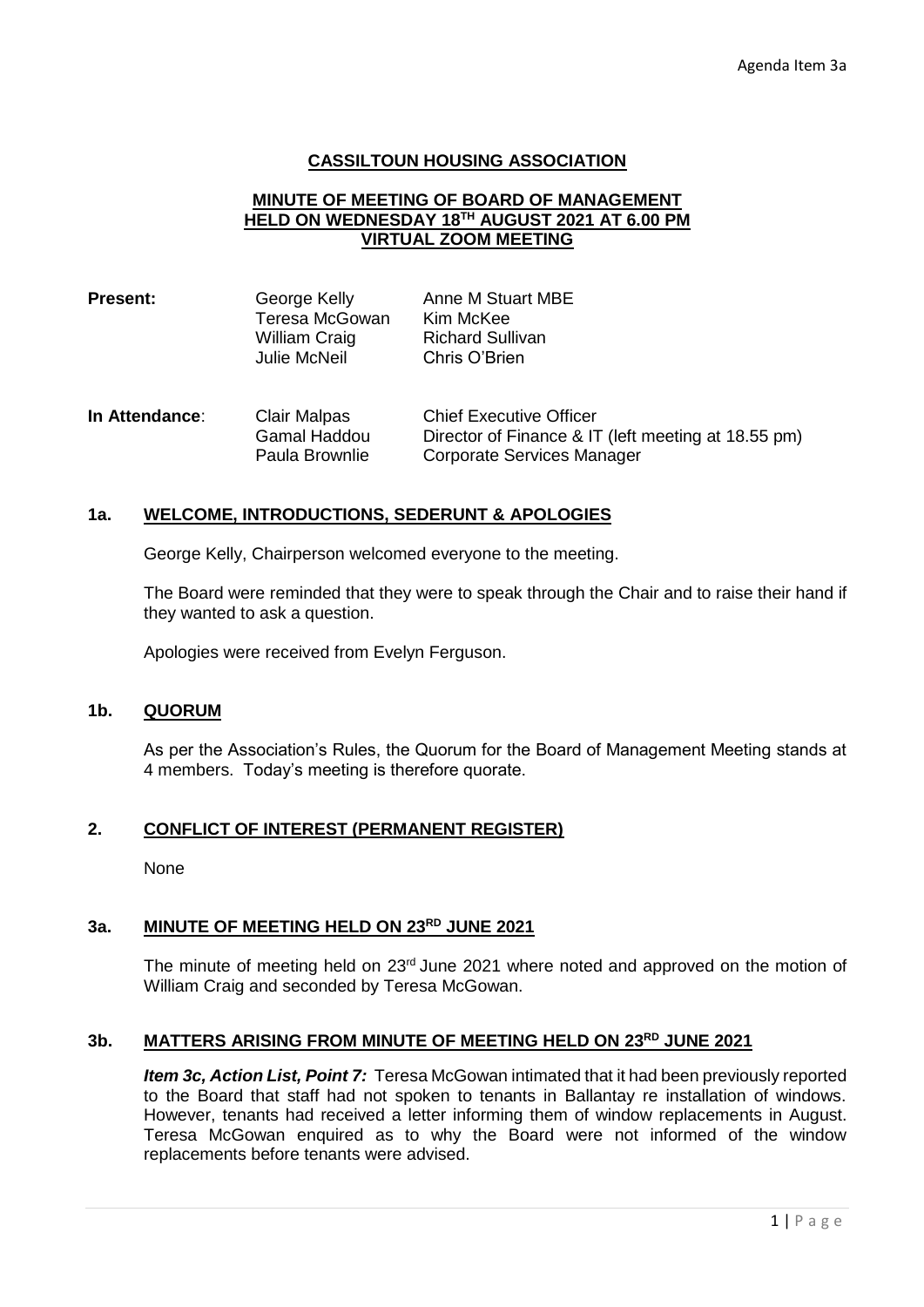Agenda Item 3a

# CASSILTOUN HOUSING ASSOCIATION

## MINUTE OF MEETING OF BOARD OF MANAGEMENT HELD ON WEDNESDAY 18TH AUGUST 2021 AT 6.00 PM VIRTUAL ZOOM MEETING

| | | |
|---|---|---|
| **Present:** | George Kelly | Anne M Stuart MBE |
| | Teresa McGowan | Kim McKee |
| | William Craig | Richard Sullivan |
| | Julie McNeil | Chris O'Brien |

| | | |
|---|---|---|
| **In Attendance**: | Clair Malpas | Chief Executive Officer |
| | Gamal Haddou | Director of Finance & IT (left meeting at 18.55 pm) |
| | Paula Brownlie | Corporate Services Manager |

### 1a. WELCOME, INTRODUCTIONS, SEDERUNT & APOLOGIES

George Kelly, Chairperson welcomed everyone to the meeting.

The Board were reminded that they were to speak through the Chair and to raise their hand if they wanted to ask a question.

Apologies were received from Evelyn Ferguson.

### 1b. QUORUM

As per the Association's Rules, the Quorum for the Board of Management Meeting stands at 4 members. Today's meeting is therefore quorate.

### 2. CONFLICT OF INTEREST (PERMANENT REGISTER)

None

### 3a. MINUTE OF MEETING HELD ON 23RD JUNE 2021

The minute of meeting held on 23rd June 2021 where noted and approved on the motion of William Craig and seconded by Teresa McGowan.

### 3b. MATTERS ARISING FROM MINUTE OF MEETING HELD ON 23RD JUNE 2021

***Item 3c, Action List, Point 7:*** Teresa McGowan intimated that it had been previously reported to the Board that staff had not spoken to tenants in Ballantay re installation of windows. However, tenants had received a letter informing them of window replacements in August. Teresa McGowan enquired as to why the Board were not informed of the window replacements before tenants were advised.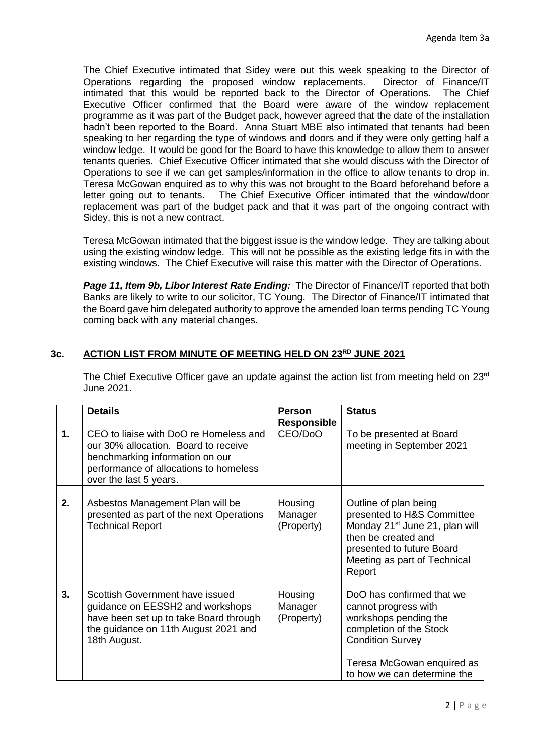The Chief Executive intimated that Sidey were out this week speaking to the Director of Operations regarding the proposed window replacements. Director of Finance/IT intimated that this would be reported back to the Director of Operations. The Chief Executive Officer confirmed that the Board were aware of the window replacement programme as it was part of the Budget pack, however agreed that the date of the installation hadn't been reported to the Board. Anna Stuart MBE also intimated that tenants had been speaking to her regarding the type of windows and doors and if they were only getting half a window ledge. It would be good for the Board to have this knowledge to allow them to answer tenants queries. Chief Executive Officer intimated that she would discuss with the Director of Operations to see if we can get samples/information in the office to allow tenants to drop in. Teresa McGowan enquired as to why this was not brought to the Board beforehand before a letter going out to tenants. The Chief Executive Officer intimated that the window/door replacement was part of the budget pack and that it was part of the ongoing contract with Sidey, this is not a new contract.

Teresa McGowan intimated that the biggest issue is the window ledge. They are talking about using the existing window ledge. This will not be possible as the existing ledge fits in with the existing windows. The Chief Executive will raise this matter with the Director of Operations.

***Page 11, Item 9b, Libor Interest Rate Ending:*** The Director of Finance/IT reported that both Banks are likely to write to our solicitor, TC Young. The Director of Finance/IT intimated that the Board gave him delegated authority to approve the amended loan terms pending TC Young coming back with any material changes.

## 3c. ACTION LIST FROM MINUTE OF MEETING HELD ON 23RD JUNE 2021

The Chief Executive Officer gave an update against the action list from meeting held on 23rd June 2021.

| | Details | Person Responsible | Status |
|---|---|---|---|
| **1.** | CEO to liaise with DoO re Homeless and our 30% allocation. Board to receive benchmarking information on our performance of allocations to homeless over the last 5 years. | CEO/DoO | To be presented at Board meeting in September 2021 |
| | | | |
| **2.** | Asbestos Management Plan will be presented as part of the next Operations Technical Report | Housing Manager (Property) | Outline of plan being presented to H&S Committee Monday 21st June 21, plan will then be created and presented to future Board Meeting as part of Technical Report |
| | | | |
| **3.** | Scottish Government have issued guidance on EESSH2 and workshops have been set up to take Board through the guidance on 11th August 2021 and 18th August. | Housing Manager (Property) | DoO has confirmed that we cannot progress with workshops pending the completion of the Stock Condition Survey<br><br>Teresa McGowan enquired as to how we can determine the |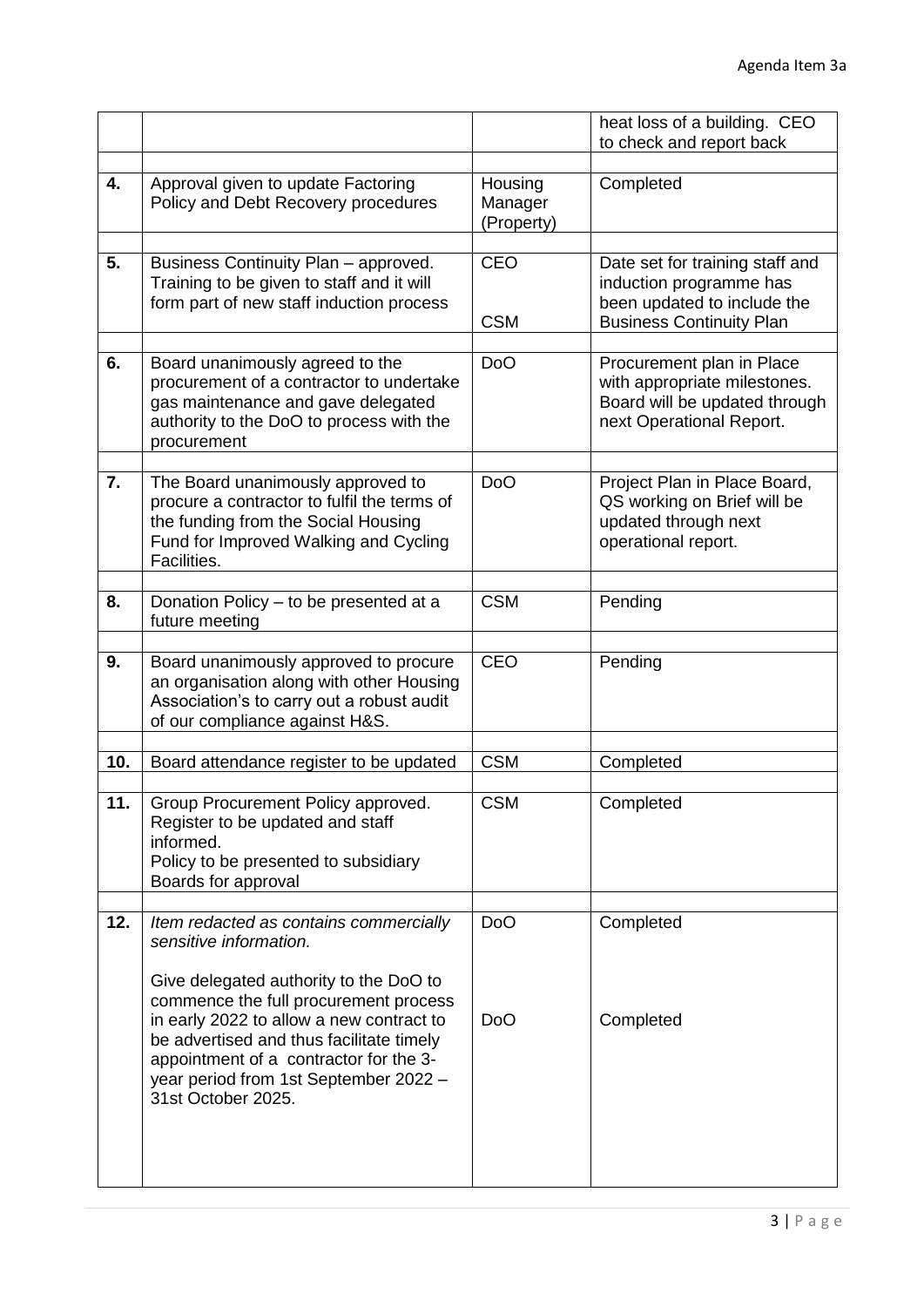| | | | |
|---|---|---|---|
| | | | heat loss of a building. CEO to check and report back |
| **4.** | Approval given to update Factoring Policy and Debt Recovery procedures | Housing Manager (Property) | Completed |
| **5.** | Business Continuity Plan – approved. Training to be given to staff and it will form part of new staff induction process | CEO<br><br>CSM | Date set for training staff and induction programme has been updated to include the Business Continuity Plan |
| **6.** | Board unanimously agreed to the procurement of a contractor to undertake gas maintenance and gave delegated authority to the DoO to process with the procurement | DoO | Procurement plan in Place with appropriate milestones. Board will be updated through next Operational Report. |
| **7.** | The Board unanimously approved to procure a contractor to fulfil the terms of the funding from the Social Housing Fund for Improved Walking and Cycling Facilities. | DoO | Project Plan in Place Board, QS working on Brief will be updated through next operational report. |
| **8.** | Donation Policy – to be presented at a future meeting | CSM | Pending |
| **9.** | Board unanimously approved to procure an organisation along with other Housing Association's to carry out a robust audit of our compliance against H&S. | CEO | Pending |
| **10.** | Board attendance register to be updated | CSM | Completed |
| **11.** | Group Procurement Policy approved. Register to be updated and staff informed.<br>Policy to be presented to subsidiary Boards for approval | CSM | Completed |
| **12.** | *Item redacted as contains commercially sensitive information.*<br><br>Give delegated authority to the DoO to commence the full procurement process in early 2022 to allow a new contract to be advertised and thus facilitate timely appointment of a contractor for the 3-year period from 1st September 2022 – 31st October 2025. | DoO<br><br>DoO | Completed<br><br>Completed |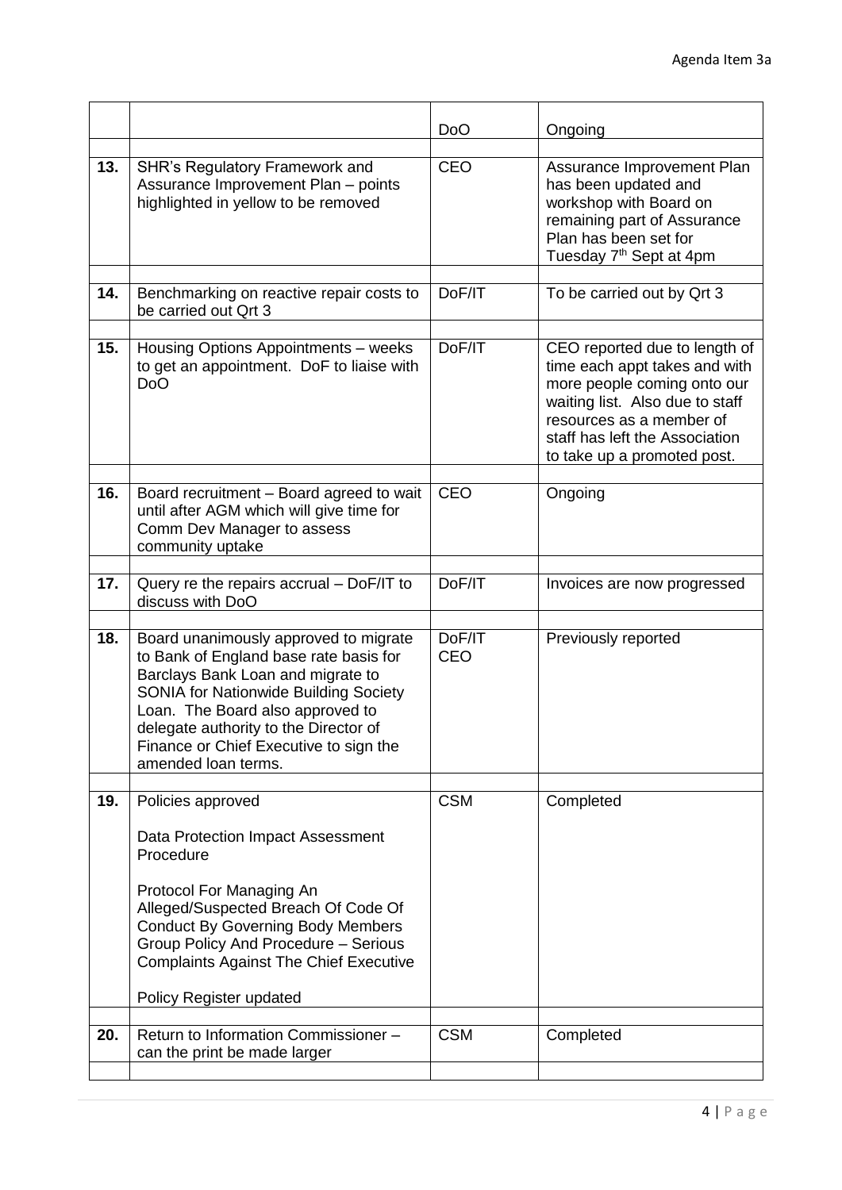| | | | |
|---|---|---|---|
| | | DoO | Ongoing |
| | | | |
| **13.** | SHR's Regulatory Framework and Assurance Improvement Plan – points highlighted in yellow to be removed | CEO | Assurance Improvement Plan has been updated and workshop with Board on remaining part of Assurance Plan has been set for Tuesday 7th Sept at 4pm |
| | | | |
| **14.** | Benchmarking on reactive repair costs to be carried out Qrt 3 | DoF/IT | To be carried out by Qrt 3 |
| | | | |
| **15.** | Housing Options Appointments – weeks to get an appointment. DoF to liaise with DoO | DoF/IT | CEO reported due to length of time each appt takes and with more people coming onto our waiting list. Also due to staff resources as a member of staff has left the Association to take up a promoted post. |
| | | | |
| **16.** | Board recruitment – Board agreed to wait until after AGM which will give time for Comm Dev Manager to assess community uptake | CEO | Ongoing |
| | | | |
| **17.** | Query re the repairs accrual – DoF/IT to discuss with DoO | DoF/IT | Invoices are now progressed |
| | | | |
| **18.** | Board unanimously approved to migrate to Bank of England base rate basis for Barclays Bank Loan and migrate to SONIA for Nationwide Building Society Loan. The Board also approved to delegate authority to the Director of Finance or Chief Executive to sign the amended loan terms. | DoF/IT<br>CEO | Previously reported |
| | | | |
| **19.** | Policies approved<br><br>Data Protection Impact Assessment Procedure<br><br>Protocol For Managing An Alleged/Suspected Breach Of Code Of Conduct By Governing Body Members Group Policy And Procedure – Serious Complaints Against The Chief Executive<br><br>Policy Register updated | CSM | Completed |
| | | | |
| **20.** | Return to Information Commissioner – can the print be made larger | CSM | Completed |
| | | | |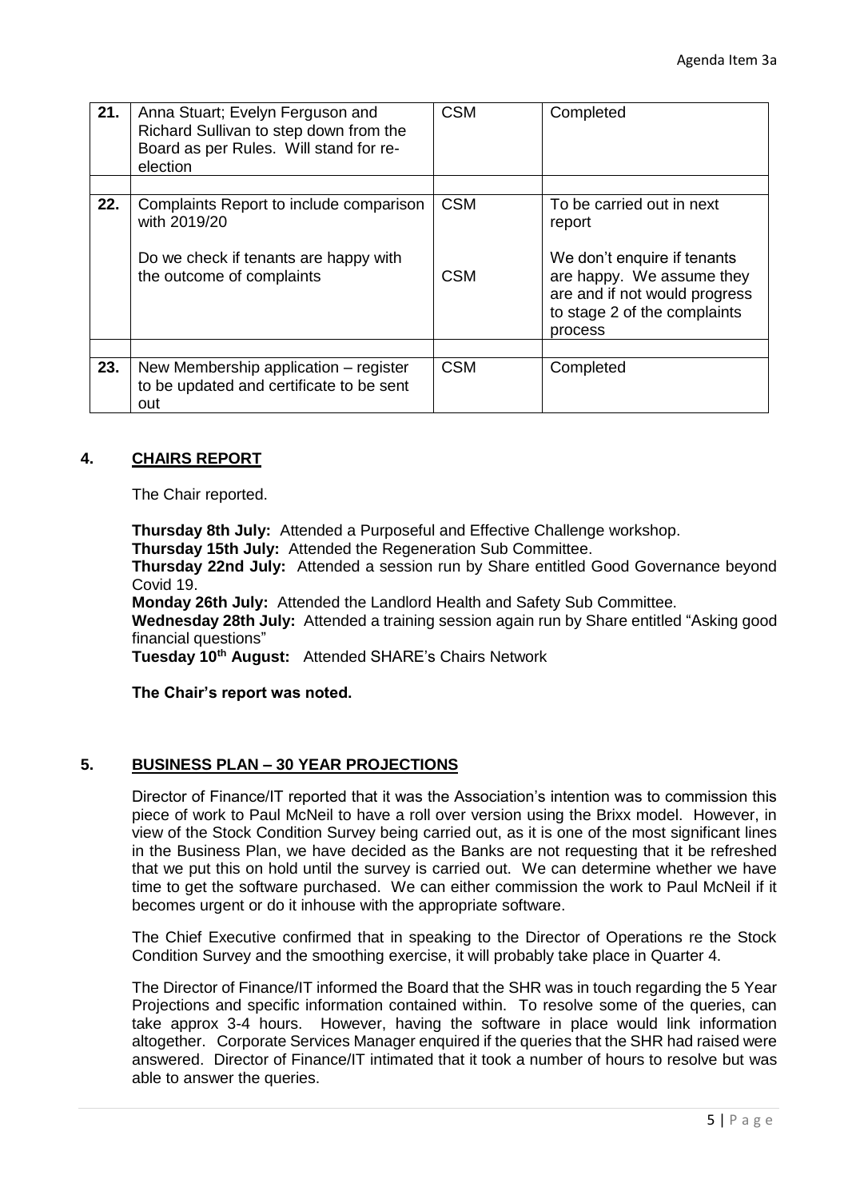| | | | |
|---|---|---|---|
| 21. | Anna Stuart; Evelyn Ferguson and Richard Sullivan to step down from the Board as per Rules. Will stand for re-election | CSM | Completed |
| | | | |
| 22. | Complaints Report to include comparison with 2019/20 | CSM | To be carried out in next report |
| | Do we check if tenants are happy with the outcome of complaints | CSM | We don't enquire if tenants are happy. We assume they are and if not would progress to stage 2 of the complaints process |
| | | | |
| 23. | New Membership application – register to be updated and certificate to be sent out | CSM | Completed |

## 4. CHAIRS REPORT

The Chair reported.

**Thursday 8th July:** Attended a Purposeful and Effective Challenge workshop.
**Thursday 15th July:** Attended the Regeneration Sub Committee.
**Thursday 22nd July:** Attended a session run by Share entitled Good Governance beyond Covid 19.
**Monday 26th July:** Attended the Landlord Health and Safety Sub Committee.
**Wednesday 28th July:** Attended a training session again run by Share entitled "Asking good financial questions"
**Tuesday 10th August:** Attended SHARE's Chairs Network

**The Chair's report was noted.**

## 5. BUSINESS PLAN – 30 YEAR PROJECTIONS

Director of Finance/IT reported that it was the Association's intention was to commission this piece of work to Paul McNeil to have a roll over version using the Brixx model. However, in view of the Stock Condition Survey being carried out, as it is one of the most significant lines in the Business Plan, we have decided as the Banks are not requesting that it be refreshed that we put this on hold until the survey is carried out. We can determine whether we have time to get the software purchased. We can either commission the work to Paul McNeil if it becomes urgent or do it inhouse with the appropriate software.

The Chief Executive confirmed that in speaking to the Director of Operations re the Stock Condition Survey and the smoothing exercise, it will probably take place in Quarter 4.

The Director of Finance/IT informed the Board that the SHR was in touch regarding the 5 Year Projections and specific information contained within. To resolve some of the queries, can take approx 3-4 hours. However, having the software in place would link information altogether. Corporate Services Manager enquired if the queries that the SHR had raised were answered. Director of Finance/IT intimated that it took a number of hours to resolve but was able to answer the queries.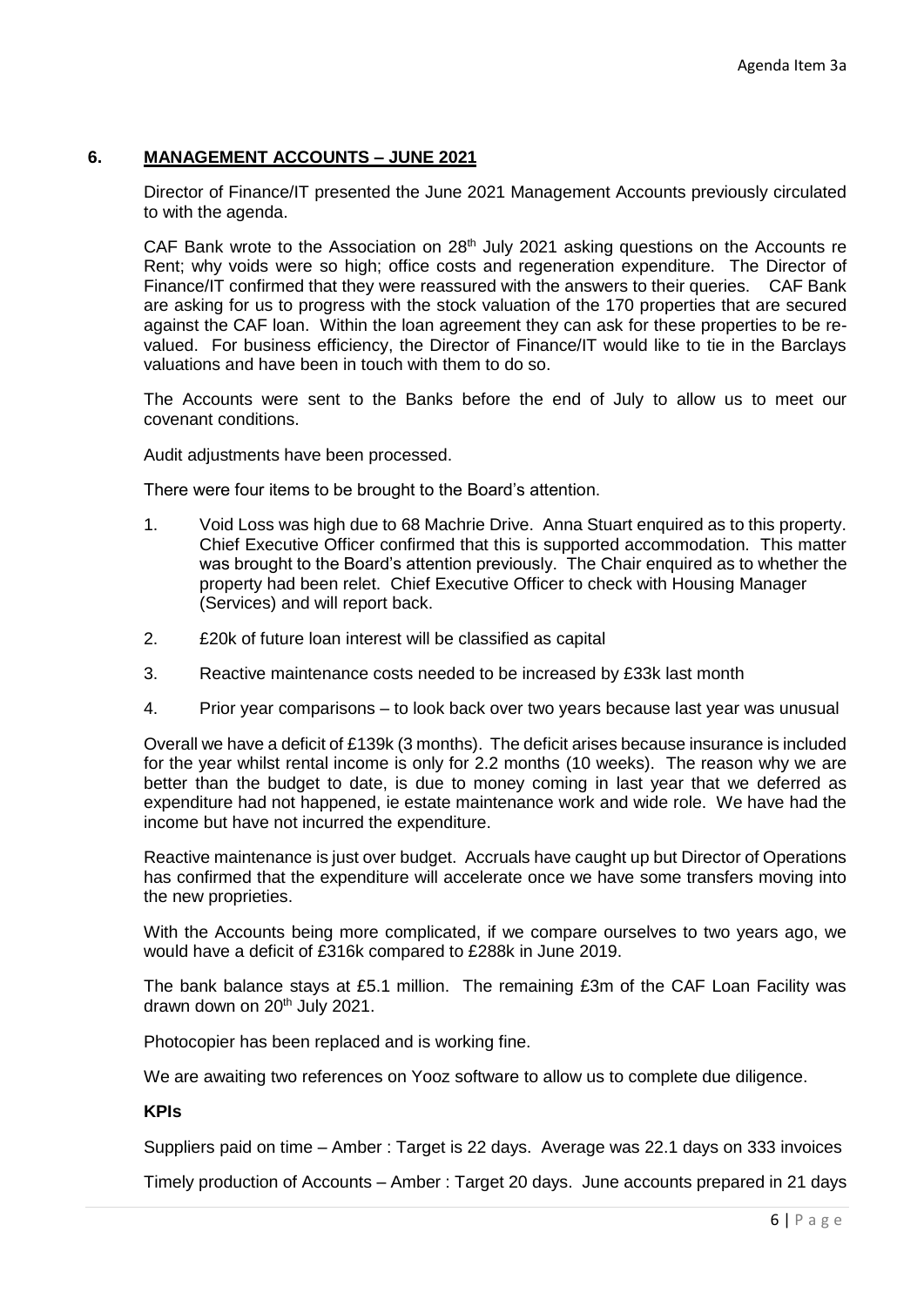## 6. MANAGEMENT ACCOUNTS – JUNE 2021

Director of Finance/IT presented the June 2021 Management Accounts previously circulated to with the agenda.

CAF Bank wrote to the Association on 28th July 2021 asking questions on the Accounts re Rent; why voids were so high; office costs and regeneration expenditure. The Director of Finance/IT confirmed that they were reassured with the answers to their queries. CAF Bank are asking for us to progress with the stock valuation of the 170 properties that are secured against the CAF loan. Within the loan agreement they can ask for these properties to be re-valued. For business efficiency, the Director of Finance/IT would like to tie in the Barclays valuations and have been in touch with them to do so.

The Accounts were sent to the Banks before the end of July to allow us to meet our covenant conditions.

Audit adjustments have been processed.

There were four items to be brought to the Board's attention.

1. Void Loss was high due to 68 Machrie Drive. Anna Stuart enquired as to this property. Chief Executive Officer confirmed that this is supported accommodation. This matter was brought to the Board's attention previously. The Chair enquired as to whether the property had been relet. Chief Executive Officer to check with Housing Manager (Services) and will report back.
2. £20k of future loan interest will be classified as capital
3. Reactive maintenance costs needed to be increased by £33k last month
4. Prior year comparisons – to look back over two years because last year was unusual

Overall we have a deficit of £139k (3 months). The deficit arises because insurance is included for the year whilst rental income is only for 2.2 months (10 weeks). The reason why we are better than the budget to date, is due to money coming in last year that we deferred as expenditure had not happened, ie estate maintenance work and wide role. We have had the income but have not incurred the expenditure.

Reactive maintenance is just over budget. Accruals have caught up but Director of Operations has confirmed that the expenditure will accelerate once we have some transfers moving into the new proprieties.

With the Accounts being more complicated, if we compare ourselves to two years ago, we would have a deficit of £316k compared to £288k in June 2019.

The bank balance stays at £5.1 million. The remaining £3m of the CAF Loan Facility was drawn down on 20th July 2021.

Photocopier has been replaced and is working fine.

We are awaiting two references on Yooz software to allow us to complete due diligence.

**KPIs**

Suppliers paid on time – Amber : Target is 22 days. Average was 22.1 days on 333 invoices

Timely production of Accounts – Amber : Target 20 days. June accounts prepared in 21 days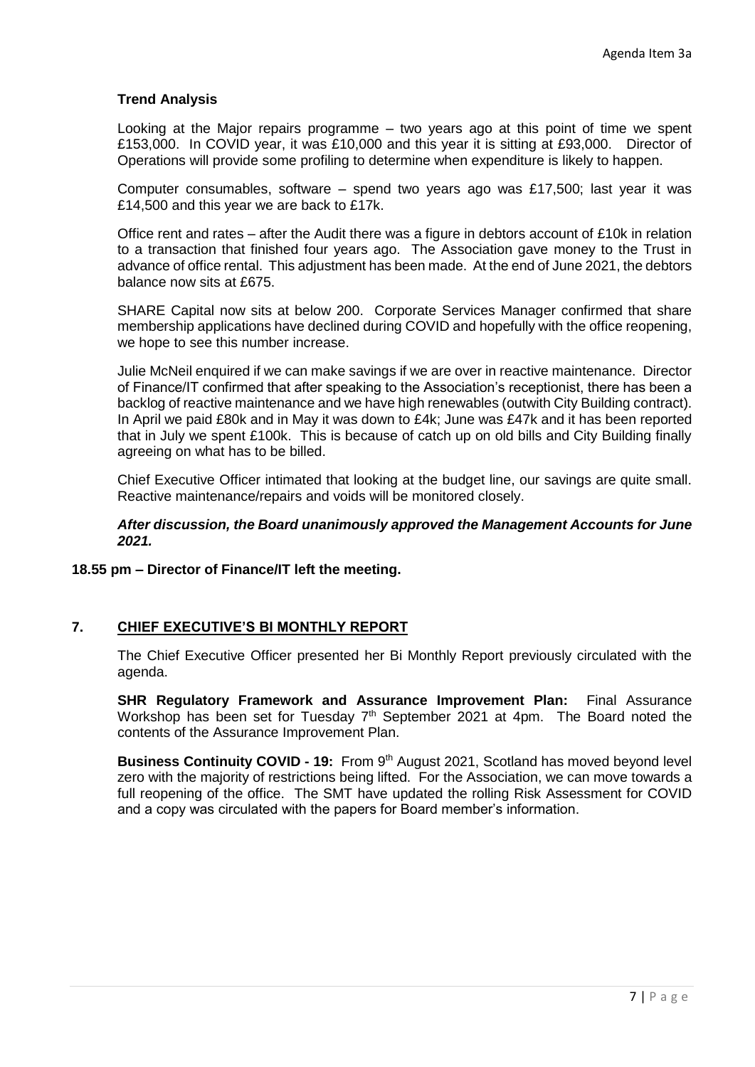**Trend Analysis**

Looking at the Major repairs programme – two years ago at this point of time we spent £153,000. In COVID year, it was £10,000 and this year it is sitting at £93,000. Director of Operations will provide some profiling to determine when expenditure is likely to happen.

Computer consumables, software – spend two years ago was £17,500; last year it was £14,500 and this year we are back to £17k.

Office rent and rates – after the Audit there was a figure in debtors account of £10k in relation to a transaction that finished four years ago. The Association gave money to the Trust in advance of office rental. This adjustment has been made. At the end of June 2021, the debtors balance now sits at £675.

SHARE Capital now sits at below 200. Corporate Services Manager confirmed that share membership applications have declined during COVID and hopefully with the office reopening, we hope to see this number increase.

Julie McNeil enquired if we can make savings if we are over in reactive maintenance. Director of Finance/IT confirmed that after speaking to the Association's receptionist, there has been a backlog of reactive maintenance and we have high renewables (outwith City Building contract). In April we paid £80k and in May it was down to £4k; June was £47k and it has been reported that in July we spent £100k. This is because of catch up on old bills and City Building finally agreeing on what has to be billed.

Chief Executive Officer intimated that looking at the budget line, our savings are quite small. Reactive maintenance/repairs and voids will be monitored closely.

***After discussion, the Board unanimously approved the Management Accounts for June 2021.***

**18.55 pm – Director of Finance/IT left the meeting.**

## 7. CHIEF EXECUTIVE'S BI MONTHLY REPORT

The Chief Executive Officer presented her Bi Monthly Report previously circulated with the agenda.

**SHR Regulatory Framework and Assurance Improvement Plan:** Final Assurance Workshop has been set for Tuesday 7th September 2021 at 4pm. The Board noted the contents of the Assurance Improvement Plan.

**Business Continuity COVID - 19:** From 9th August 2021, Scotland has moved beyond level zero with the majority of restrictions being lifted. For the Association, we can move towards a full reopening of the office. The SMT have updated the rolling Risk Assessment for COVID and a copy was circulated with the papers for Board member's information.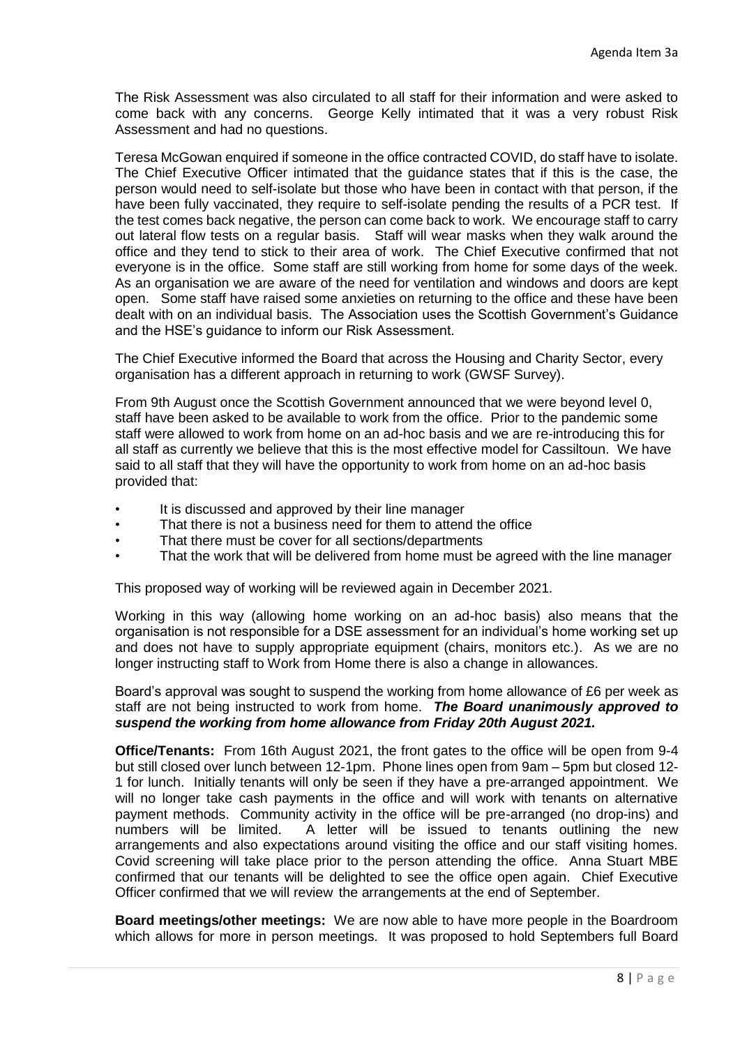The Risk Assessment was also circulated to all staff for their information and were asked to come back with any concerns. George Kelly intimated that it was a very robust Risk Assessment and had no questions.

Teresa McGowan enquired if someone in the office contracted COVID, do staff have to isolate. The Chief Executive Officer intimated that the guidance states that if this is the case, the person would need to self-isolate but those who have been in contact with that person, if the have been fully vaccinated, they require to self-isolate pending the results of a PCR test. If the test comes back negative, the person can come back to work. We encourage staff to carry out lateral flow tests on a regular basis. Staff will wear masks when they walk around the office and they tend to stick to their area of work. The Chief Executive confirmed that not everyone is in the office. Some staff are still working from home for some days of the week. As an organisation we are aware of the need for ventilation and windows and doors are kept open. Some staff have raised some anxieties on returning to the office and these have been dealt with on an individual basis. The Association uses the Scottish Government's Guidance and the HSE's guidance to inform our Risk Assessment.

The Chief Executive informed the Board that across the Housing and Charity Sector, every organisation has a different approach in returning to work (GWSF Survey).

From 9th August once the Scottish Government announced that we were beyond level 0, staff have been asked to be available to work from the office. Prior to the pandemic some staff were allowed to work from home on an ad-hoc basis and we are re-introducing this for all staff as currently we believe that this is the most effective model for Cassiltoun. We have said to all staff that they will have the opportunity to work from home on an ad-hoc basis provided that:

- It is discussed and approved by their line manager
- That there is not a business need for them to attend the office
- That there must be cover for all sections/departments
- That the work that will be delivered from home must be agreed with the line manager

This proposed way of working will be reviewed again in December 2021.

Working in this way (allowing home working on an ad-hoc basis) also means that the organisation is not responsible for a DSE assessment for an individual's home working set up and does not have to supply appropriate equipment (chairs, monitors etc.). As we are no longer instructing staff to Work from Home there is also a change in allowances.

Board's approval was sought to suspend the working from home allowance of £6 per week as staff are not being instructed to work from home. ***The Board unanimously approved to suspend the working from home allowance from Friday 20th August 2021.***

**Office/Tenants:** From 16th August 2021, the front gates to the office will be open from 9-4 but still closed over lunch between 12-1pm. Phone lines open from 9am – 5pm but closed 12-1 for lunch. Initially tenants will only be seen if they have a pre-arranged appointment. We will no longer take cash payments in the office and will work with tenants on alternative payment methods. Community activity in the office will be pre-arranged (no drop-ins) and numbers will be limited. A letter will be issued to tenants outlining the new arrangements and also expectations around visiting the office and our staff visiting homes. Covid screening will take place prior to the person attending the office. Anna Stuart MBE confirmed that our tenants will be delighted to see the office open again. Chief Executive Officer confirmed that we will review the arrangements at the end of September.

**Board meetings/other meetings:** We are now able to have more people in the Boardroom which allows for more in person meetings. It was proposed to hold Septembers full Board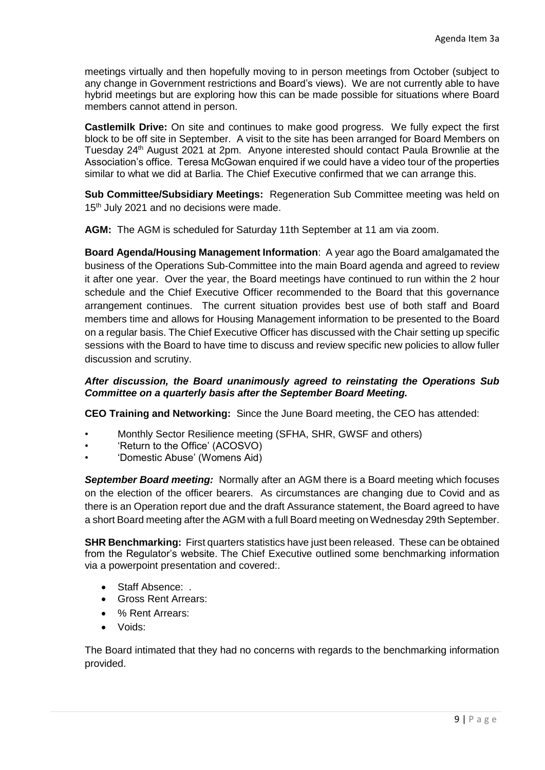meetings virtually and then hopefully moving to in person meetings from October (subject to any change in Government restrictions and Board's views). We are not currently able to have hybrid meetings but are exploring how this can be made possible for situations where Board members cannot attend in person.

**Castlemilk Drive:** On site and continues to make good progress. We fully expect the first block to be off site in September. A visit to the site has been arranged for Board Members on Tuesday 24th August 2021 at 2pm. Anyone interested should contact Paula Brownlie at the Association's office. Teresa McGowan enquired if we could have a video tour of the properties similar to what we did at Barlia. The Chief Executive confirmed that we can arrange this.

**Sub Committee/Subsidiary Meetings:** Regeneration Sub Committee meeting was held on 15th July 2021 and no decisions were made.

**AGM:** The AGM is scheduled for Saturday 11th September at 11 am via zoom.

**Board Agenda/Housing Management Information**: A year ago the Board amalgamated the business of the Operations Sub-Committee into the main Board agenda and agreed to review it after one year. Over the year, the Board meetings have continued to run within the 2 hour schedule and the Chief Executive Officer recommended to the Board that this governance arrangement continues. The current situation provides best use of both staff and Board members time and allows for Housing Management information to be presented to the Board on a regular basis. The Chief Executive Officer has discussed with the Chair setting up specific sessions with the Board to have time to discuss and review specific new policies to allow fuller discussion and scrutiny.

***After discussion, the Board unanimously agreed to reinstating the Operations Sub Committee on a quarterly basis after the September Board Meeting.***

**CEO Training and Networking:** Since the June Board meeting, the CEO has attended:

- Monthly Sector Resilience meeting (SFHA, SHR, GWSF and others)
- 'Return to the Office' (ACOSVO)
- 'Domestic Abuse' (Womens Aid)

***September Board meeting:*** Normally after an AGM there is a Board meeting which focuses on the election of the officer bearers. As circumstances are changing due to Covid and as there is an Operation report due and the draft Assurance statement, the Board agreed to have a short Board meeting after the AGM with a full Board meeting on Wednesday 29th September.

**SHR Benchmarking:** First quarters statistics have just been released. These can be obtained from the Regulator's website. The Chief Executive outlined some benchmarking information via a powerpoint presentation and covered:.

- Staff Absence: .
- Gross Rent Arrears:
- % Rent Arrears:
- Voids:

The Board intimated that they had no concerns with regards to the benchmarking information provided.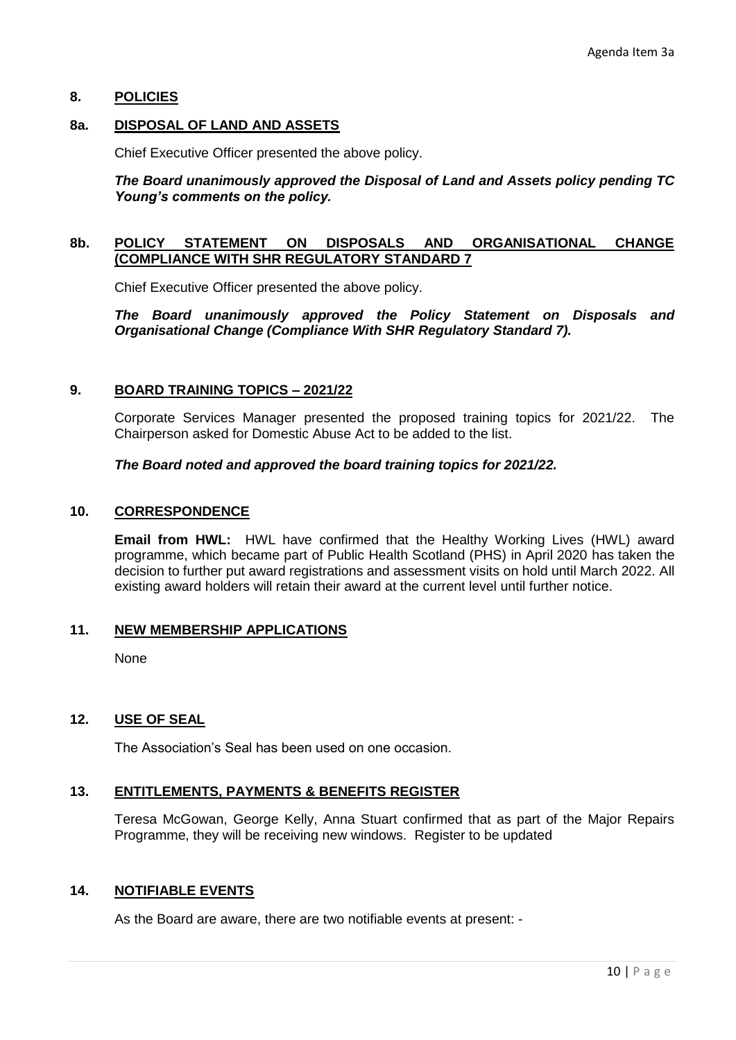## 8. POLICIES

### 8a. DISPOSAL OF LAND AND ASSETS

Chief Executive Officer presented the above policy.

***The Board unanimously approved the Disposal of Land and Assets policy pending TC Young's comments on the policy.***

### 8b. POLICY STATEMENT ON DISPOSALS AND ORGANISATIONAL CHANGE (COMPLIANCE WITH SHR REGULATORY STANDARD 7

Chief Executive Officer presented the above policy.

***The Board unanimously approved the Policy Statement on Disposals and Organisational Change (Compliance With SHR Regulatory Standard 7).***

## 9. BOARD TRAINING TOPICS – 2021/22

Corporate Services Manager presented the proposed training topics for 2021/22. The Chairperson asked for Domestic Abuse Act to be added to the list.

***The Board noted and approved the board training topics for 2021/22.***

## 10. CORRESPONDENCE

**Email from HWL:** HWL have confirmed that the Healthy Working Lives (HWL) award programme, which became part of Public Health Scotland (PHS) in April 2020 has taken the decision to further put award registrations and assessment visits on hold until March 2022. All existing award holders will retain their award at the current level until further notice.

## 11. NEW MEMBERSHIP APPLICATIONS

None

## 12. USE OF SEAL

The Association's Seal has been used on one occasion.

## 13. ENTITLEMENTS, PAYMENTS & BENEFITS REGISTER

Teresa McGowan, George Kelly, Anna Stuart confirmed that as part of the Major Repairs Programme, they will be receiving new windows. Register to be updated

## 14. NOTIFIABLE EVENTS

As the Board are aware, there are two notifiable events at present: -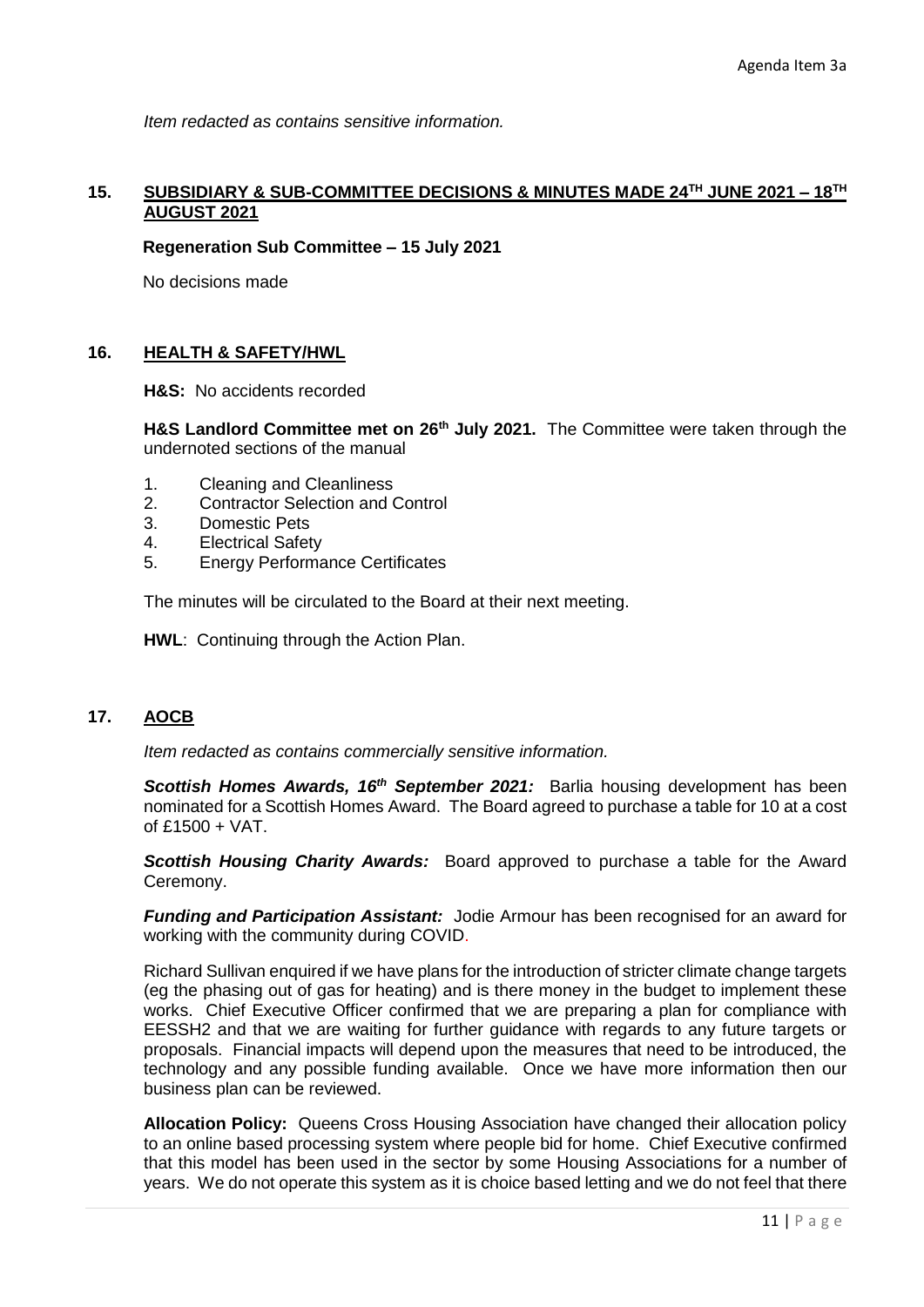*Item redacted as contains sensitive information.*

## 15. SUBSIDIARY & SUB-COMMITTEE DECISIONS & MINUTES MADE 24TH JUNE 2021 – 18TH AUGUST 2021

**Regeneration Sub Committee – 15 July 2021**

No decisions made

## 16. HEALTH & SAFETY/HWL

**H&S:** No accidents recorded

**H&S Landlord Committee met on 26th July 2021.** The Committee were taken through the undernoted sections of the manual

1. Cleaning and Cleanliness
2. Contractor Selection and Control
3. Domestic Pets
4. Electrical Safety
5. Energy Performance Certificates

The minutes will be circulated to the Board at their next meeting.

**HWL**: Continuing through the Action Plan.

## 17. AOCB

*Item redacted as contains commercially sensitive information.*

***Scottish Homes Awards, 16th September 2021:*** Barlia housing development has been nominated for a Scottish Homes Award. The Board agreed to purchase a table for 10 at a cost of £1500 + VAT.

***Scottish Housing Charity Awards:*** Board approved to purchase a table for the Award Ceremony.

***Funding and Participation Assistant:*** Jodie Armour has been recognised for an award for working with the community during COVID.

Richard Sullivan enquired if we have plans for the introduction of stricter climate change targets (eg the phasing out of gas for heating) and is there money in the budget to implement these works. Chief Executive Officer confirmed that we are preparing a plan for compliance with EESSH2 and that we are waiting for further guidance with regards to any future targets or proposals. Financial impacts will depend upon the measures that need to be introduced, the technology and any possible funding available. Once we have more information then our business plan can be reviewed.

**Allocation Policy:** Queens Cross Housing Association have changed their allocation policy to an online based processing system where people bid for home. Chief Executive confirmed that this model has been used in the sector by some Housing Associations for a number of years. We do not operate this system as it is choice based letting and we do not feel that there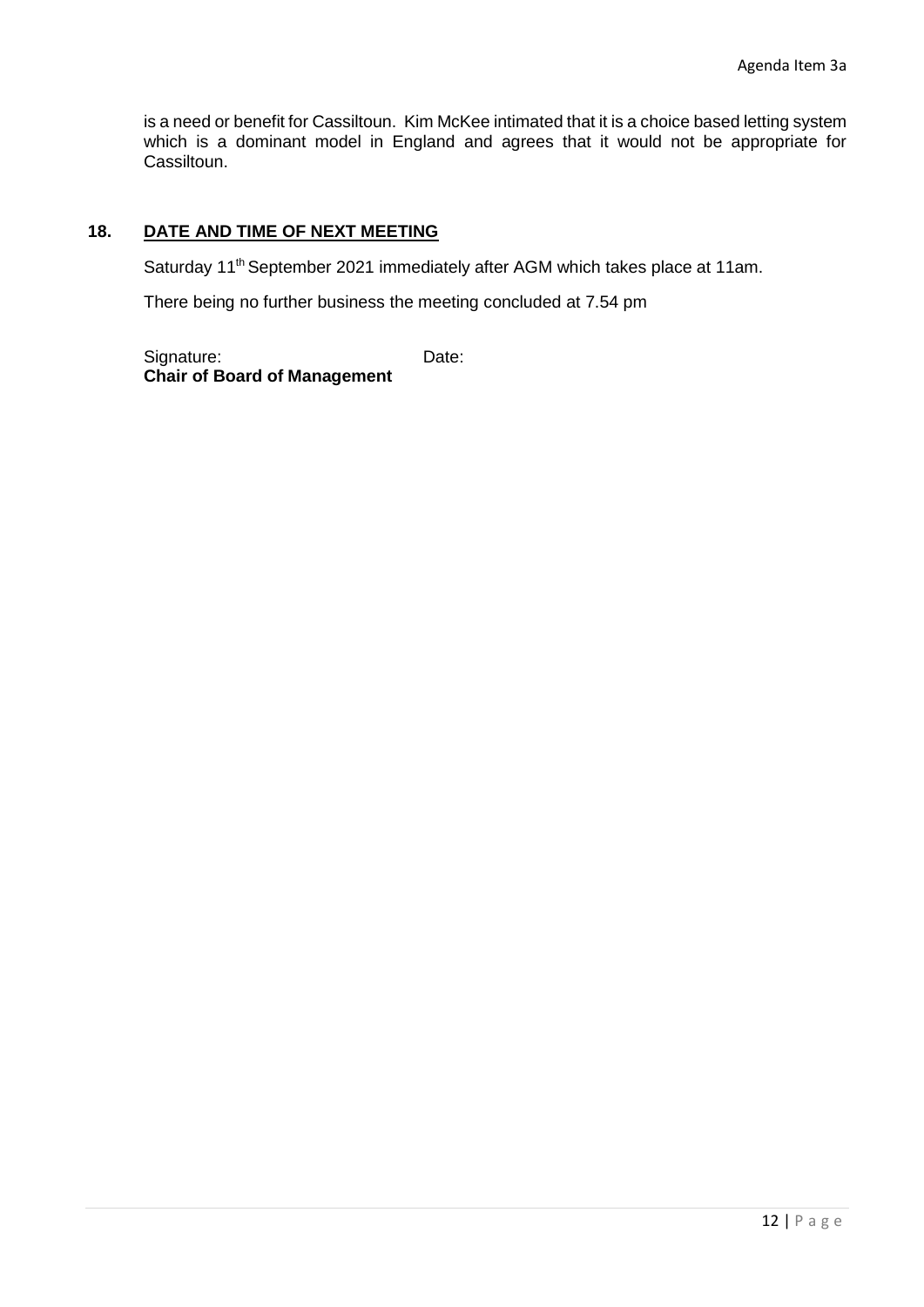is a need or benefit for Cassiltoun. Kim McKee intimated that it is a choice based letting system which is a dominant model in England and agrees that it would not be appropriate for Cassiltoun.

## 18. DATE AND TIME OF NEXT MEETING

Saturday 11th September 2021 immediately after AGM which takes place at 11am.

There being no further business the meeting concluded at 7.54 pm

Signature: Date:
**Chair of Board of Management**